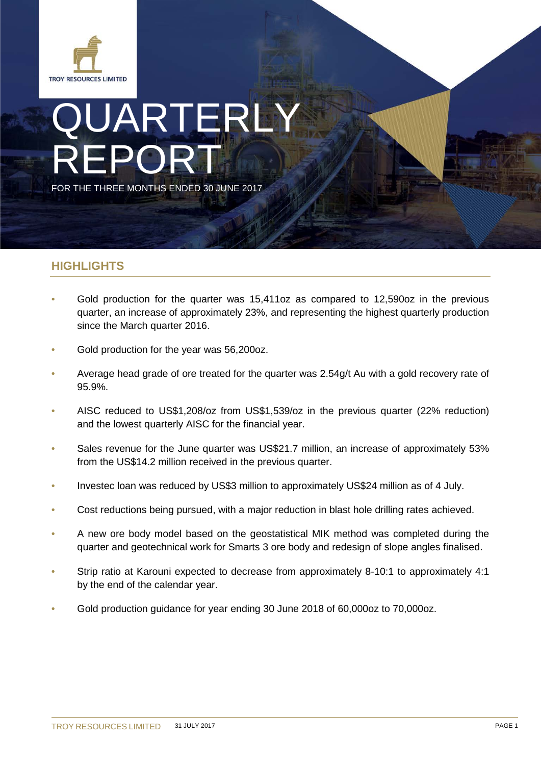TROY RESOURCES LIMITED

# QUARTERLY REPORT

FOR THE THREE MONTHS ENDED 30 JUNE 2017

## HIGHLIGHTS

- Gold production for the quarter was 15,411oz as compared to 12,590oz in the previous quarter, an increase of approximately 23%, and representing the highest quarterly production since the March quarter 2016.
- Gold production for the year was 56,200oz.
- Average head grade of ore treated for the quarter was 2.54g/t Au with a gold recovery rate of 95.9%.
- AISC reduced to US$1,208/oz from US$1,539/oz in the previous quarter (22% reduction) and the lowest quarterly AISC for the financial year.
- Sales revenue for the June quarter was US$21.7 million, an increase of approximately 53% from the US$14.2 million received in the previous quarter.
- Investec loan was reduced by US$3 million to approximately US$24 million as of 4 July.
- Cost reductions being pursued, with a major reduction in blast hole drilling rates achieved.
- A new ore body model based on the geostatistical MIK method was completed during the quarter and geotechnical work for Smarts 3 ore body and redesign of slope angles finalised.
- Strip ratio at Karouni expected to decrease from approximately 8-10:1 to approximately 4:1 by the end of the calendar year.
- Gold production guidance for year ending 30 June 2018 of 60,000oz to 70,000oz.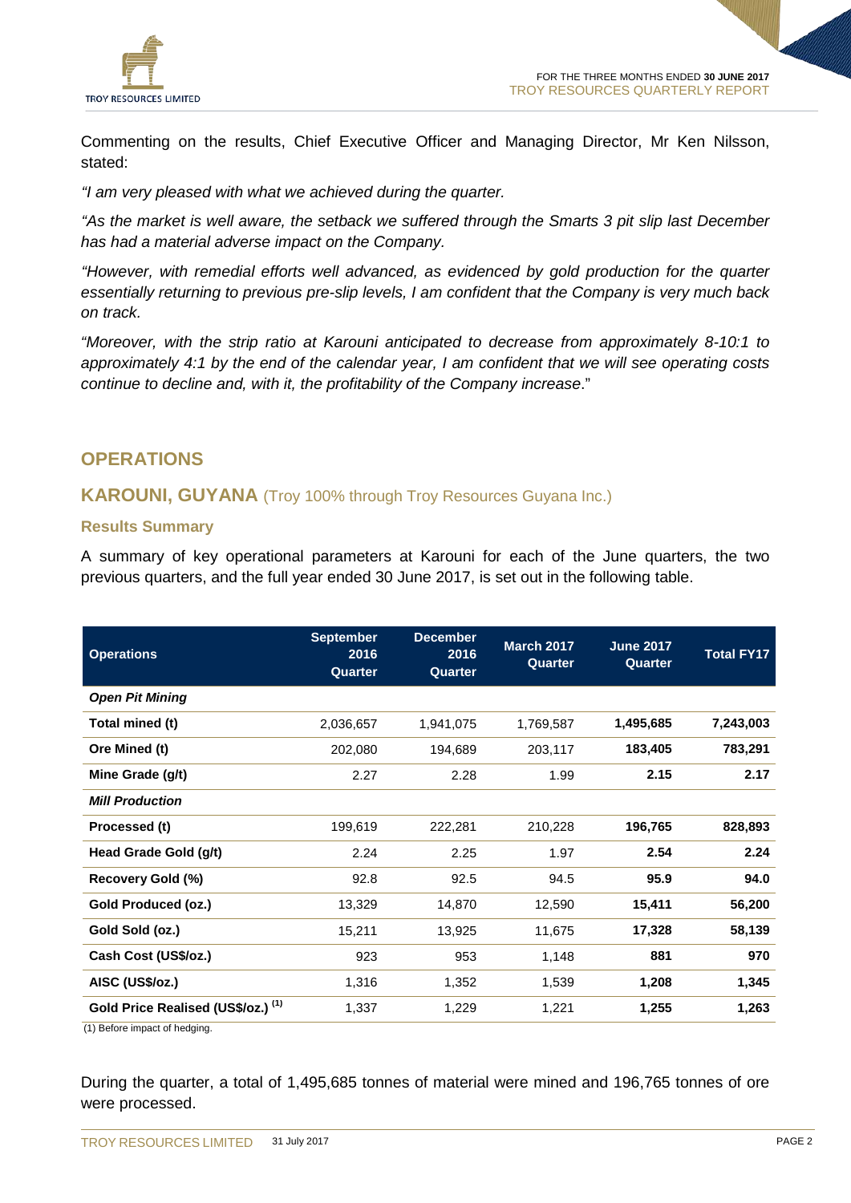Commenting on the results, Chief Executive Officer and Managing Director, Mr Ken Nilsson, stated:

*"I am very pleased with what we achieved during the quarter.*

*"As the market is well aware, the setback we suffered through the Smarts 3 pit slip last December has had a material adverse impact on the Company.*

*"However, with remedial efforts well advanced, as evidenced by gold production for the quarter essentially returning to previous pre-slip levels, I am confident that the Company is very much back on track.*

*"Moreover, with the strip ratio at Karouni anticipated to decrease from approximately 8-10:1 to approximately 4:1 by the end of the calendar year, I am confident that we will see operating costs continue to decline and, with it, the profitability of the Company increase*."

## OPERATIONS

### KAROUNI, GUYANA (Troy 100% through Troy Resources Guyana Inc.)

#### Results Summary

A summary of key operational parameters at Karouni for each of the June quarters, the two previous quarters, and the full year ended 30 June 2017, is set out in the following table.

| Operations | September 2016 Quarter | December 2016 Quarter | March 2017 Quarter | June 2017 Quarter | Total FY17 |
|---|---|---|---|---|---|
| ***Open Pit Mining*** | | | | | |
| **Total mined (t)** | 2,036,657 | 1,941,075 | 1,769,587 | **1,495,685** | **7,243,003** |
| **Ore Mined (t)** | 202,080 | 194,689 | 203,117 | **183,405** | **783,291** |
| **Mine Grade (g/t)** | 2.27 | 2.28 | 1.99 | **2.15** | **2.17** |
| ***Mill Production*** | | | | | |
| **Processed (t)** | 199,619 | 222,281 | 210,228 | **196,765** | **828,893** |
| **Head Grade Gold (g/t)** | 2.24 | 2.25 | 1.97 | **2.54** | **2.24** |
| **Recovery Gold (%)** | 92.8 | 92.5 | 94.5 | **95.9** | **94.0** |
| **Gold Produced (oz.)** | 13,329 | 14,870 | 12,590 | **15,411** | **56,200** |
| **Gold Sold (oz.)** | 15,211 | 13,925 | 11,675 | **17,328** | **58,139** |
| **Cash Cost (US$/oz.)** | 923 | 953 | 1,148 | **881** | **970** |
| **AISC (US$/oz.)** | 1,316 | 1,352 | 1,539 | **1,208** | **1,345** |
| **Gold Price Realised (US$/oz.) (1)** | 1,337 | 1,229 | 1,221 | **1,255** | **1,263** |

(1) Before impact of hedging.

During the quarter, a total of 1,495,685 tonnes of material were mined and 196,765 tonnes of ore were processed.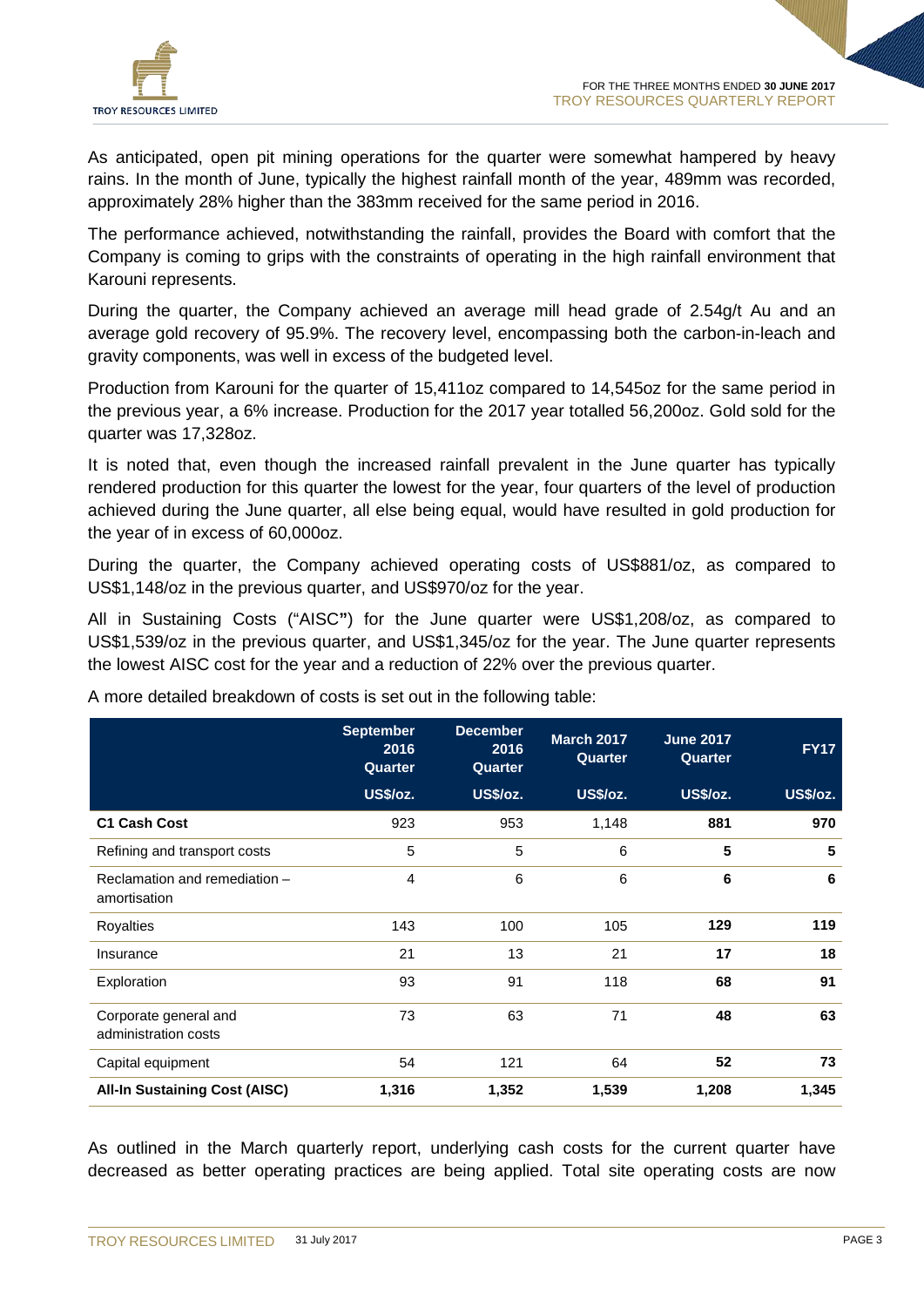As anticipated, open pit mining operations for the quarter were somewhat hampered by heavy rains. In the month of June, typically the highest rainfall month of the year, 489mm was recorded, approximately 28% higher than the 383mm received for the same period in 2016.

The performance achieved, notwithstanding the rainfall, provides the Board with comfort that the Company is coming to grips with the constraints of operating in the high rainfall environment that Karouni represents.

During the quarter, the Company achieved an average mill head grade of 2.54g/t Au and an average gold recovery of 95.9%. The recovery level, encompassing both the carbon-in-leach and gravity components, was well in excess of the budgeted level.

Production from Karouni for the quarter of 15,411oz compared to 14,545oz for the same period in the previous year, a 6% increase. Production for the 2017 year totalled 56,200oz. Gold sold for the quarter was 17,328oz.

It is noted that, even though the increased rainfall prevalent in the June quarter has typically rendered production for this quarter the lowest for the year, four quarters of the level of production achieved during the June quarter, all else being equal, would have resulted in gold production for the year of in excess of 60,000oz.

During the quarter, the Company achieved operating costs of US$881/oz, as compared to US$1,148/oz in the previous quarter, and US$970/oz for the year.

All in Sustaining Costs ("AISC") for the June quarter were US$1,208/oz, as compared to US$1,539/oz in the previous quarter, and US$1,345/oz for the year. The June quarter represents the lowest AISC cost for the year and a reduction of 22% over the previous quarter.

A more detailed breakdown of costs is set out in the following table:

| | September 2016 Quarter | December 2016 Quarter | March 2017 Quarter | June 2017 Quarter | FY17 |
|---|---|---|---|---|---|
| | US$/oz. | US$/oz. | US$/oz. | US$/oz. | US$/oz. |
| **C1 Cash Cost** | 923 | 953 | 1,148 | **881** | **970** |
| Refining and transport costs | 5 | 5 | 6 | **5** | **5** |
| Reclamation and remediation – amortisation | 4 | 6 | 6 | **6** | **6** |
| Royalties | 143 | 100 | 105 | **129** | **119** |
| Insurance | 21 | 13 | 21 | **17** | **18** |
| Exploration | 93 | 91 | 118 | **68** | **91** |
| Corporate general and administration costs | 73 | 63 | 71 | **48** | **63** |
| Capital equipment | 54 | 121 | 64 | **52** | **73** |
| **All-In Sustaining Cost (AISC)** | **1,316** | **1,352** | **1,539** | **1,208** | **1,345** |

As outlined in the March quarterly report, underlying cash costs for the current quarter have decreased as better operating practices are being applied. Total site operating costs are now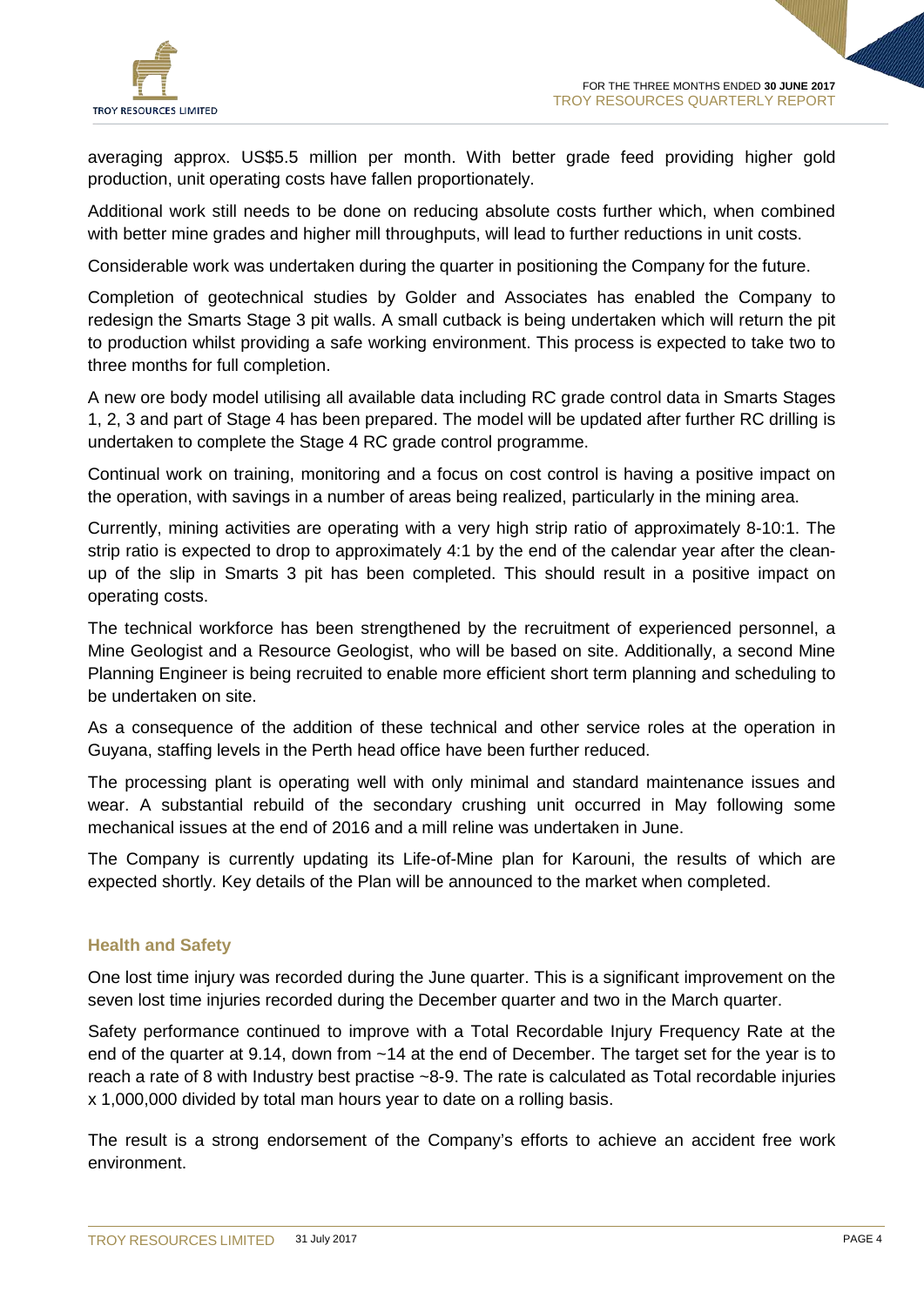averaging approx. US$5.5 million per month. With better grade feed providing higher gold production, unit operating costs have fallen proportionately.

Additional work still needs to be done on reducing absolute costs further which, when combined with better mine grades and higher mill throughputs, will lead to further reductions in unit costs.

Considerable work was undertaken during the quarter in positioning the Company for the future.

Completion of geotechnical studies by Golder and Associates has enabled the Company to redesign the Smarts Stage 3 pit walls. A small cutback is being undertaken which will return the pit to production whilst providing a safe working environment. This process is expected to take two to three months for full completion.

A new ore body model utilising all available data including RC grade control data in Smarts Stages 1, 2, 3 and part of Stage 4 has been prepared. The model will be updated after further RC drilling is undertaken to complete the Stage 4 RC grade control programme.

Continual work on training, monitoring and a focus on cost control is having a positive impact on the operation, with savings in a number of areas being realized, particularly in the mining area.

Currently, mining activities are operating with a very high strip ratio of approximately 8-10:1. The strip ratio is expected to drop to approximately 4:1 by the end of the calendar year after the clean-up of the slip in Smarts 3 pit has been completed. This should result in a positive impact on operating costs.

The technical workforce has been strengthened by the recruitment of experienced personnel, a Mine Geologist and a Resource Geologist, who will be based on site. Additionally, a second Mine Planning Engineer is being recruited to enable more efficient short term planning and scheduling to be undertaken on site.

As a consequence of the addition of these technical and other service roles at the operation in Guyana, staffing levels in the Perth head office have been further reduced.

The processing plant is operating well with only minimal and standard maintenance issues and wear. A substantial rebuild of the secondary crushing unit occurred in May following some mechanical issues at the end of 2016 and a mill reline was undertaken in June.

The Company is currently updating its Life-of-Mine plan for Karouni, the results of which are expected shortly. Key details of the Plan will be announced to the market when completed.

### Health and Safety

One lost time injury was recorded during the June quarter. This is a significant improvement on the seven lost time injuries recorded during the December quarter and two in the March quarter.

Safety performance continued to improve with a Total Recordable Injury Frequency Rate at the end of the quarter at 9.14, down from ~14 at the end of December. The target set for the year is to reach a rate of 8 with Industry best practise ~8-9. The rate is calculated as Total recordable injuries x 1,000,000 divided by total man hours year to date on a rolling basis.

The result is a strong endorsement of the Company's efforts to achieve an accident free work environment.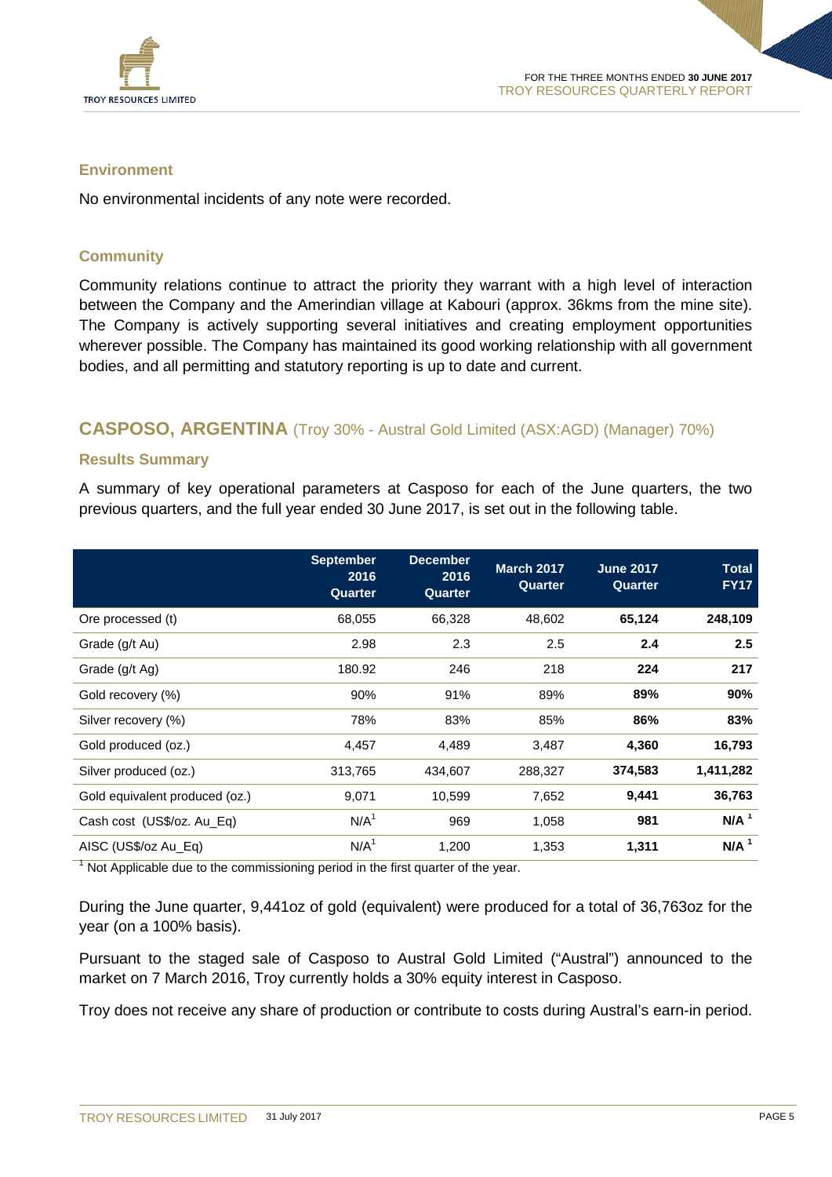### Environment

No environmental incidents of any note were recorded.

### Community

Community relations continue to attract the priority they warrant with a high level of interaction between the Company and the Amerindian village at Kabouri (approx. 36kms from the mine site). The Company is actively supporting several initiatives and creating employment opportunities wherever possible. The Company has maintained its good working relationship with all government bodies, and all permitting and statutory reporting is up to date and current.

## CASPOSO, ARGENTINA (Troy 30% - Austral Gold Limited (ASX:AGD) (Manager) 70%)

### Results Summary

A summary of key operational parameters at Casposo for each of the June quarters, the two previous quarters, and the full year ended 30 June 2017, is set out in the following table.

| | September 2016 Quarter | December 2016 Quarter | March 2017 Quarter | June 2017 Quarter | Total FY17 |
|---|---|---|---|---|---|
| Ore processed (t) | 68,055 | 66,328 | 48,602 | **65,124** | **248,109** |
| Grade (g/t Au) | 2.98 | 2.3 | 2.5 | **2.4** | **2.5** |
| Grade (g/t Ag) | 180.92 | 246 | 218 | **224** | **217** |
| Gold recovery (%) | 90% | 91% | 89% | **89%** | **90%** |
| Silver recovery (%) | 78% | 83% | 85% | **86%** | **83%** |
| Gold produced (oz.) | 4,457 | 4,489 | 3,487 | **4,360** | **16,793** |
| Silver produced (oz.) | 313,765 | 434,607 | 288,327 | **374,583** | **1,411,282** |
| Gold equivalent produced (oz.) | 9,071 | 10,599 | 7,652 | **9,441** | **36,763** |
| Cash cost (US$/oz. Au_Eq) | N/A[1] | 969 | 1,058 | **981** | **N/A [1]** |
| AISC (US$/oz Au_Eq) | N/A[1] | 1,200 | 1,353 | **1,311** | **N/A [1]** |

[1] Not Applicable due to the commissioning period in the first quarter of the year.

During the June quarter, 9,441oz of gold (equivalent) were produced for a total of 36,763oz for the year (on a 100% basis).

Pursuant to the staged sale of Casposo to Austral Gold Limited ("Austral") announced to the market on 7 March 2016, Troy currently holds a 30% equity interest in Casposo.

Troy does not receive any share of production or contribute to costs during Austral's earn-in period.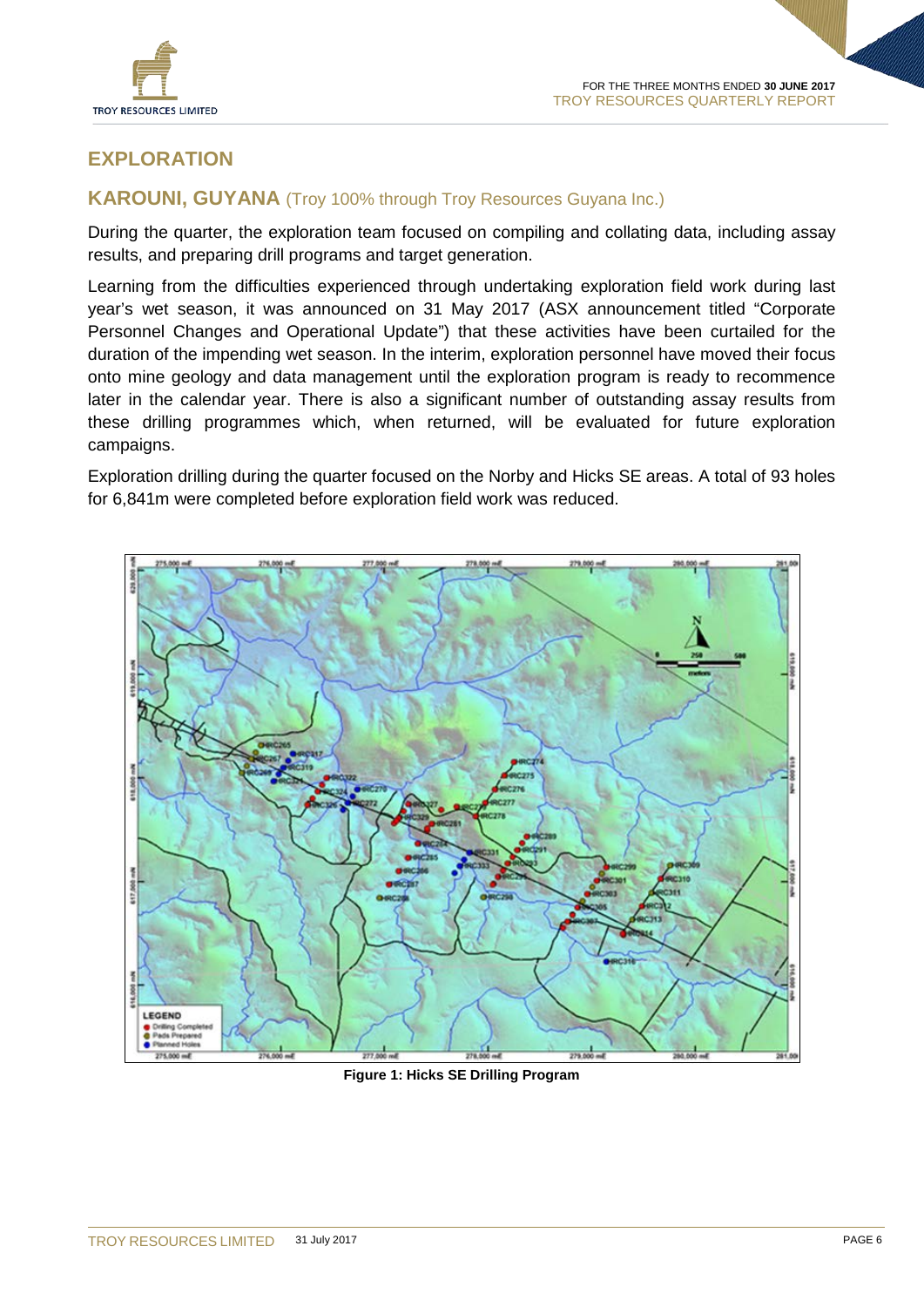## EXPLORATION

### KAROUNI, GUYANA (Troy 100% through Troy Resources Guyana Inc.)

During the quarter, the exploration team focused on compiling and collating data, including assay results, and preparing drill programs and target generation.

Learning from the difficulties experienced through undertaking exploration field work during last year's wet season, it was announced on 31 May 2017 (ASX announcement titled "Corporate Personnel Changes and Operational Update") that these activities have been curtailed for the duration of the impending wet season. In the interim, exploration personnel have moved their focus onto mine geology and data management until the exploration program is ready to recommence later in the calendar year. There is also a significant number of outstanding assay results from these drilling programmes which, when returned, will be evaluated for future exploration campaigns.

Exploration drilling during the quarter focused on the Norby and Hicks SE areas. A total of 93 holes for 6,841m were completed before exploration field work was reduced.

**Figure 1: Hicks SE Drilling Program**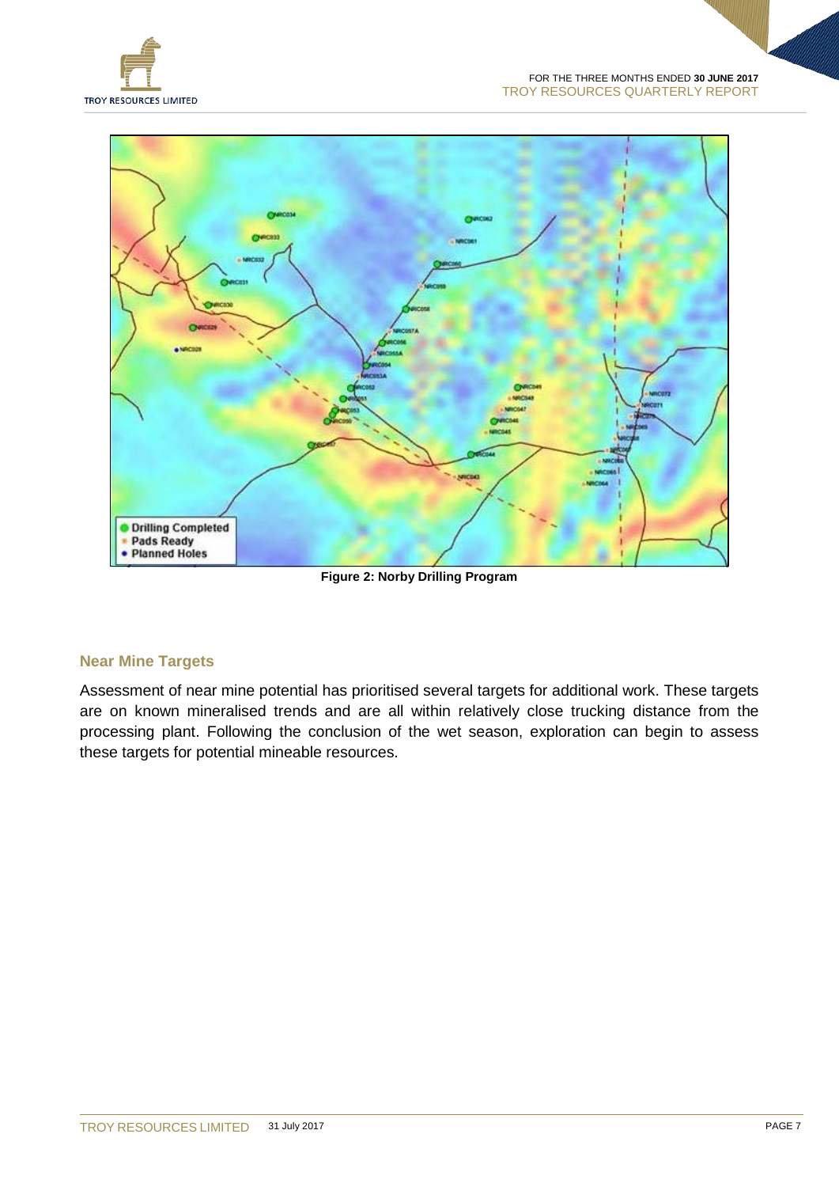Figure 2: Norby Drilling Program

### Near Mine Targets

Assessment of near mine potential has prioritised several targets for additional work. These targets are on known mineralised trends and are all within relatively close trucking distance from the processing plant. Following the conclusion of the wet season, exploration can begin to assess these targets for potential mineable resources.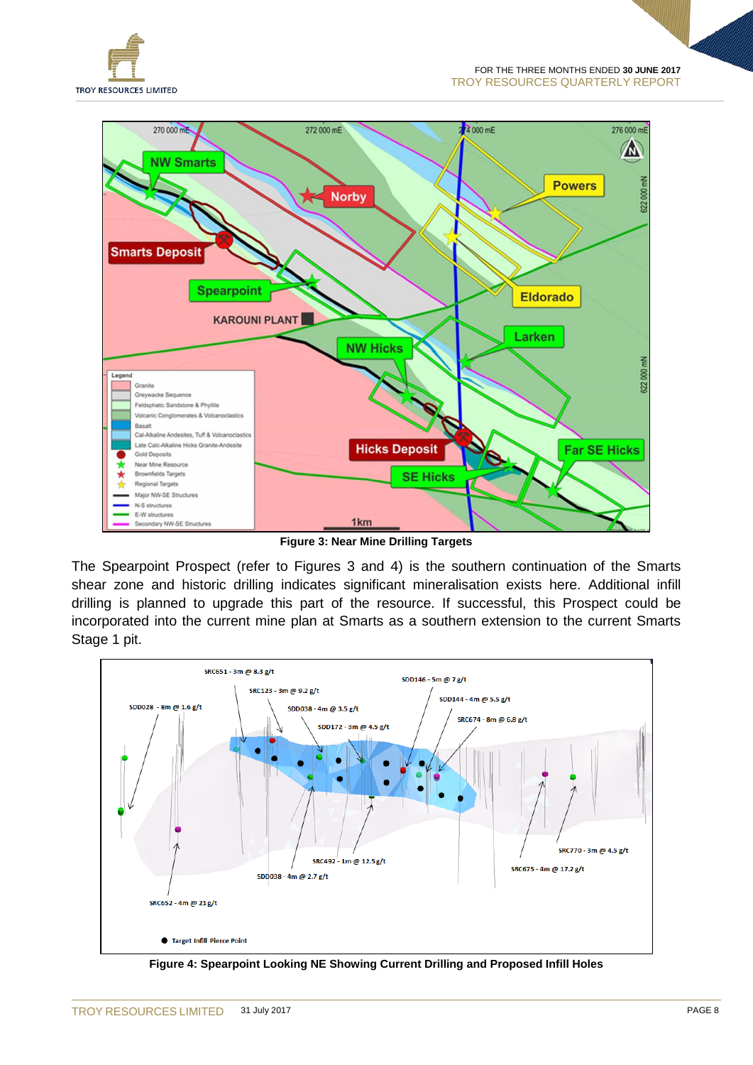**Figure 3: Near Mine Drilling Targets**

The Spearpoint Prospect (refer to Figures 3 and 4) is the southern continuation of the Smarts shear zone and historic drilling indicates significant mineralisation exists here. Additional infill drilling is planned to upgrade this part of the resource. If successful, this Prospect could be incorporated into the current mine plan at Smarts as a southern extension to the current Smarts Stage 1 pit.

**Figure 4: Spearpoint Looking NE Showing Current Drilling and Proposed Infill Holes**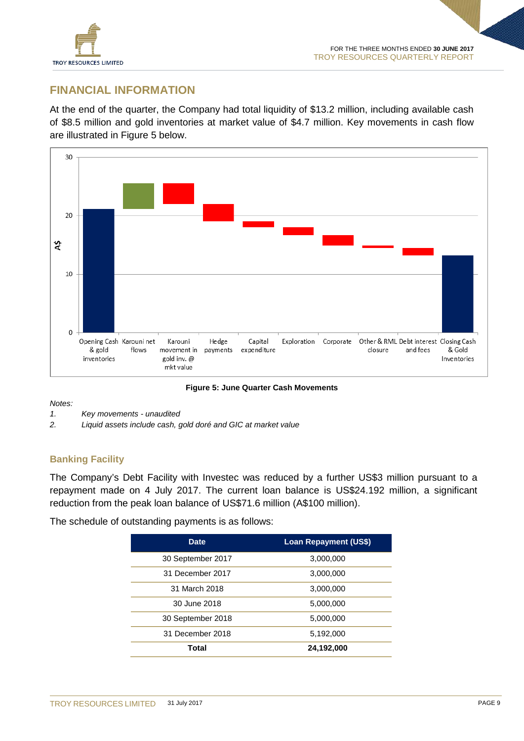## FINANCIAL INFORMATION

At the end of the quarter, the Company had total liquidity of $13.2 million, including available cash of $8.5 million and gold inventories at market value of $4.7 million. Key movements in cash flow are illustrated in Figure 5 below.

**Figure 5: June Quarter Cash Movements**

*Notes:*

1. *Key movements - unaudited*
2. *Liquid assets include cash, gold doré and GIC at market value*

### Banking Facility

The Company's Debt Facility with Investec was reduced by a further US$3 million pursuant to a repayment made on 4 July 2017. The current loan balance is US$24.192 million, a significant reduction from the peak loan balance of US$71.6 million (A$100 million).

The schedule of outstanding payments is as follows:

| Date | Loan Repayment (US$) |
|---|---|
| 30 September 2017 | 3,000,000 |
| 31 December 2017 | 3,000,000 |
| 31 March 2018 | 3,000,000 |
| 30 June 2018 | 5,000,000 |
| 30 September 2018 | 5,000,000 |
| 31 December 2018 | 5,192,000 |
| **Total** | **24,192,000** |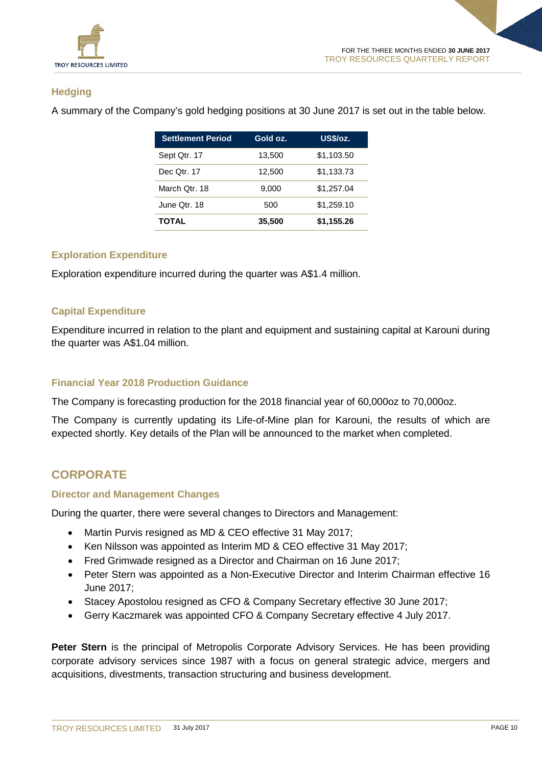### Hedging

A summary of the Company's gold hedging positions at 30 June 2017 is set out in the table below.

| Settlement Period | Gold oz. | US$/oz. |
|---|---|---|
| Sept Qtr. 17 | 13,500 | $1,103.50 |
| Dec Qtr. 17 | 12,500 | $1,133.73 |
| March Qtr. 18 | 9,000 | $1,257.04 |
| June Qtr. 18 | 500 | $1,259.10 |
| **TOTAL** | **35,500** | **$1,155.26** |

### Exploration Expenditure

Exploration expenditure incurred during the quarter was A$1.4 million.

### Capital Expenditure

Expenditure incurred in relation to the plant and equipment and sustaining capital at Karouni during the quarter was A$1.04 million.

### Financial Year 2018 Production Guidance

The Company is forecasting production for the 2018 financial year of 60,000oz to 70,000oz.

The Company is currently updating its Life-of-Mine plan for Karouni, the results of which are expected shortly. Key details of the Plan will be announced to the market when completed.

## CORPORATE

### Director and Management Changes

During the quarter, there were several changes to Directors and Management:

- Martin Purvis resigned as MD & CEO effective 31 May 2017;
- Ken Nilsson was appointed as Interim MD & CEO effective 31 May 2017;
- Fred Grimwade resigned as a Director and Chairman on 16 June 2017;
- Peter Stern was appointed as a Non-Executive Director and Interim Chairman effective 16 June 2017;
- Stacey Apostolou resigned as CFO & Company Secretary effective 30 June 2017;
- Gerry Kaczmarek was appointed CFO & Company Secretary effective 4 July 2017.

**Peter Stern** is the principal of Metropolis Corporate Advisory Services. He has been providing corporate advisory services since 1987 with a focus on general strategic advice, mergers and acquisitions, divestments, transaction structuring and business development.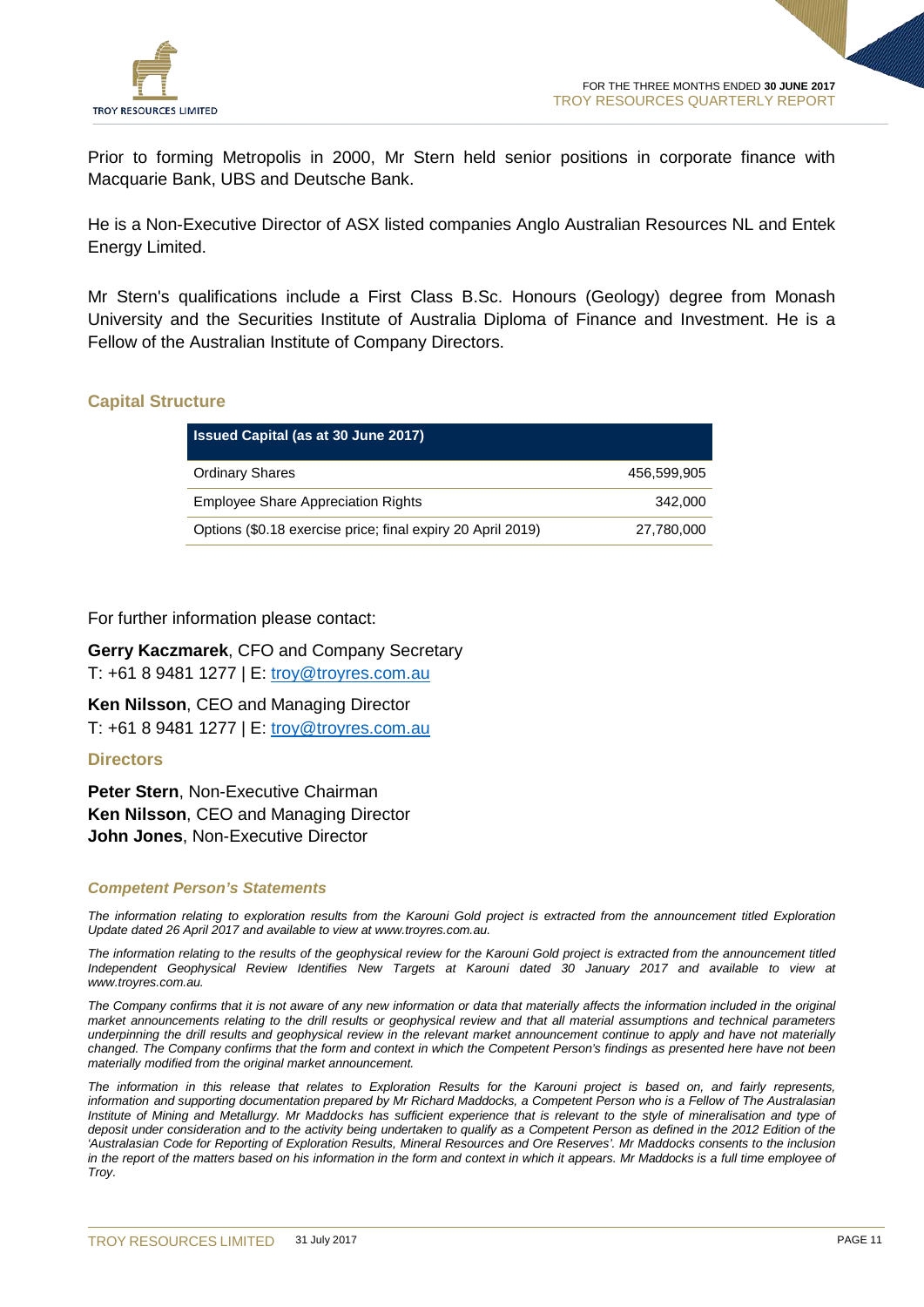Prior to forming Metropolis in 2000, Mr Stern held senior positions in corporate finance with Macquarie Bank, UBS and Deutsche Bank.

He is a Non-Executive Director of ASX listed companies Anglo Australian Resources NL and Entek Energy Limited.

Mr Stern's qualifications include a First Class B.Sc. Honours (Geology) degree from Monash University and the Securities Institute of Australia Diploma of Finance and Investment. He is a Fellow of the Australian Institute of Company Directors.

## Capital Structure

| Issued Capital (as at 30 June 2017) | |
|---|---|
| Ordinary Shares | 456,599,905 |
| Employee Share Appreciation Rights | 342,000 |
| Options ($0.18 exercise price; final expiry 20 April 2019) | 27,780,000 |

For further information please contact:

**Gerry Kaczmarek**, CFO and Company Secretary
T: +61 8 9481 1277 | E: troy@troyres.com.au

**Ken Nilsson**, CEO and Managing Director
T: +61 8 9481 1277 | E: troy@troyres.com.au

## Directors

**Peter Stern**, Non-Executive Chairman
**Ken Nilsson**, CEO and Managing Director
**John Jones**, Non-Executive Director

### *Competent Person's Statements*

*The information relating to exploration results from the Karouni Gold project is extracted from the announcement titled Exploration Update dated 26 April 2017 and available to view at www.troyres.com.au.*

*The information relating to the results of the geophysical review for the Karouni Gold project is extracted from the announcement titled Independent Geophysical Review Identifies New Targets at Karouni dated 30 January 2017 and available to view at www.troyres.com.au.*

*The Company confirms that it is not aware of any new information or data that materially affects the information included in the original market announcements relating to the drill results or geophysical review and that all material assumptions and technical parameters underpinning the drill results and geophysical review in the relevant market announcement continue to apply and have not materially changed. The Company confirms that the form and context in which the Competent Person's findings as presented here have not been materially modified from the original market announcement.*

*The information in this release that relates to Exploration Results for the Karouni project is based on, and fairly represents, information and supporting documentation prepared by Mr Richard Maddocks, a Competent Person who is a Fellow of The Australasian Institute of Mining and Metallurgy. Mr Maddocks has sufficient experience that is relevant to the style of mineralisation and type of deposit under consideration and to the activity being undertaken to qualify as a Competent Person as defined in the 2012 Edition of the 'Australasian Code for Reporting of Exploration Results, Mineral Resources and Ore Reserves'. Mr Maddocks consents to the inclusion in the report of the matters based on his information in the form and context in which it appears. Mr Maddocks is a full time employee of Troy.*